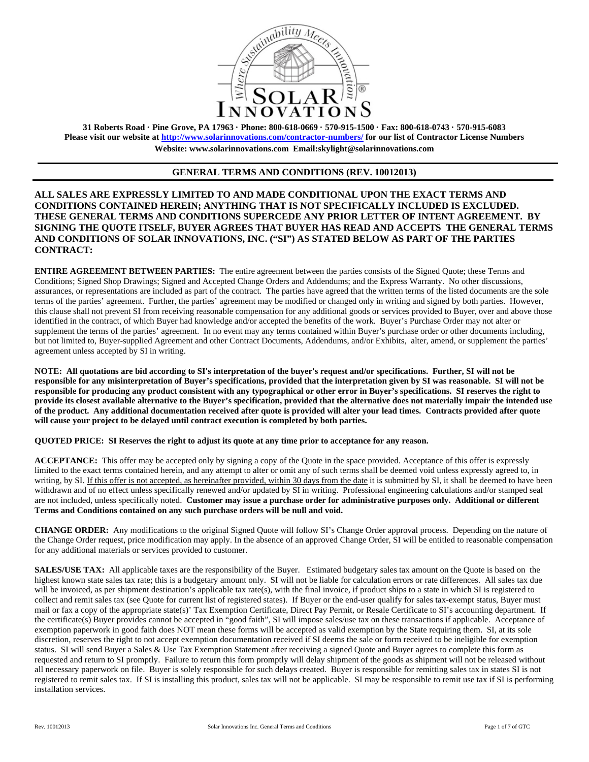**31 Roberts Road · Pine Grove, PA 17963 · Phone: 800-618-0669 · 570-915-1500 · Fax: 800-618-0743 · 570-915-6083**
**Please visit our website at [http://www.solarinnovations.com/contractor-numbers/](http://www.solarinnovations.com/contractor-numbers/) for our list of Contractor License Numbers**
**Website: www.solarinnovations.com Email:skylight@solarinnovations.com**

## GENERAL TERMS AND CONDITIONS (REV. 10012013)

**ALL SALES ARE EXPRESSLY LIMITED TO AND MADE CONDITIONAL UPON THE EXACT TERMS AND CONDITIONS CONTAINED HEREIN; ANYTHING THAT IS NOT SPECIFICALLY INCLUDED IS EXCLUDED. THESE GENERAL TERMS AND CONDITIONS SUPERCEDE ANY PRIOR LETTER OF INTENT AGREEMENT. BY SIGNING THE QUOTE ITSELF, BUYER AGREES THAT BUYER HAS READ AND ACCEPTS THE GENERAL TERMS AND CONDITIONS OF SOLAR INNOVATIONS, INC. ("SI") AS STATED BELOW AS PART OF THE PARTIES CONTRACT:**

**ENTIRE AGREEMENT BETWEEN PARTIES:** The entire agreement between the parties consists of the Signed Quote; these Terms and Conditions; Signed Shop Drawings; Signed and Accepted Change Orders and Addendums; and the Express Warranty. No other discussions, assurances, or representations are included as part of the contract. The parties have agreed that the written terms of the listed documents are the sole terms of the parties' agreement. Further, the parties' agreement may be modified or changed only in writing and signed by both parties. However, this clause shall not prevent SI from receiving reasonable compensation for any additional goods or services provided to Buyer, over and above those identified in the contract, of which Buyer had knowledge and/or accepted the benefits of the work. Buyer's Purchase Order may not alter or supplement the terms of the parties' agreement. In no event may any terms contained within Buyer's purchase order or other documents including, but not limited to, Buyer-supplied Agreement and other Contract Documents, Addendums, and/or Exhibits, alter, amend, or supplement the parties' agreement unless accepted by SI in writing.

**NOTE: All quotations are bid according to SI's interpretation of the buyer's request and/or specifications. Further, SI will not be responsible for any misinterpretation of Buyer's specifications, provided that the interpretation given by SI was reasonable. SI will not be responsible for producing any product consistent with any typographical or other error in Buyer's specifications. SI reserves the right to provide its closest available alternative to the Buyer's specification, provided that the alternative does not materially impair the intended use of the product. Any additional documentation received after quote is provided will alter your lead times. Contracts provided after quote will cause your project to be delayed until contract execution is completed by both parties.**

**QUOTED PRICE: SI Reserves the right to adjust its quote at any time prior to acceptance for any reason.**

**ACCEPTANCE:** This offer may be accepted only by signing a copy of the Quote in the space provided. Acceptance of this offer is expressly limited to the exact terms contained herein, and any attempt to alter or omit any of such terms shall be deemed void unless expressly agreed to, in writing, by SI. If this offer is not accepted, as hereinafter provided, within 30 days from the date it is submitted by SI, it shall be deemed to have been withdrawn and of no effect unless specifically renewed and/or updated by SI in writing. Professional engineering calculations and/or stamped seal are not included, unless specifically noted. **Customer may issue a purchase order for administrative purposes only. Additional or different Terms and Conditions contained on any such purchase orders will be null and void.**

**CHANGE ORDER:** Any modifications to the original Signed Quote will follow SI's Change Order approval process. Depending on the nature of the Change Order request, price modification may apply. In the absence of an approved Change Order, SI will be entitled to reasonable compensation for any additional materials or services provided to customer.

**SALES/USE TAX:** All applicable taxes are the responsibility of the Buyer. Estimated budgetary sales tax amount on the Quote is based on the highest known state sales tax rate; this is a budgetary amount only. SI will not be liable for calculation errors or rate differences. All sales tax due will be invoiced, as per shipment destination's applicable tax rate(s), with the final invoice, if product ships to a state in which SI is registered to collect and remit sales tax (see Quote for current list of registered states). If Buyer or the end-user qualify for sales tax-exempt status, Buyer must mail or fax a copy of the appropriate state(s)' Tax Exemption Certificate, Direct Pay Permit, or Resale Certificate to SI's accounting department. If the certificate(s) Buyer provides cannot be accepted in "good faith", SI will impose sales/use tax on these transactions if applicable. Acceptance of exemption paperwork in good faith does NOT mean these forms will be accepted as valid exemption by the State requiring them. SI, at its sole discretion, reserves the right to not accept exemption documentation received if SI deems the sale or form received to be ineligible for exemption status. SI will send Buyer a Sales & Use Tax Exemption Statement after receiving a signed Quote and Buyer agrees to complete this form as requested and return to SI promptly. Failure to return this form promptly will delay shipment of the goods as shipment will not be released without all necessary paperwork on file. Buyer is solely responsible for such delays created. Buyer is responsible for remitting sales tax in states SI is not registered to remit sales tax. If SI is installing this product, sales tax will not be applicable. SI may be responsible to remit use tax if SI is performing installation services.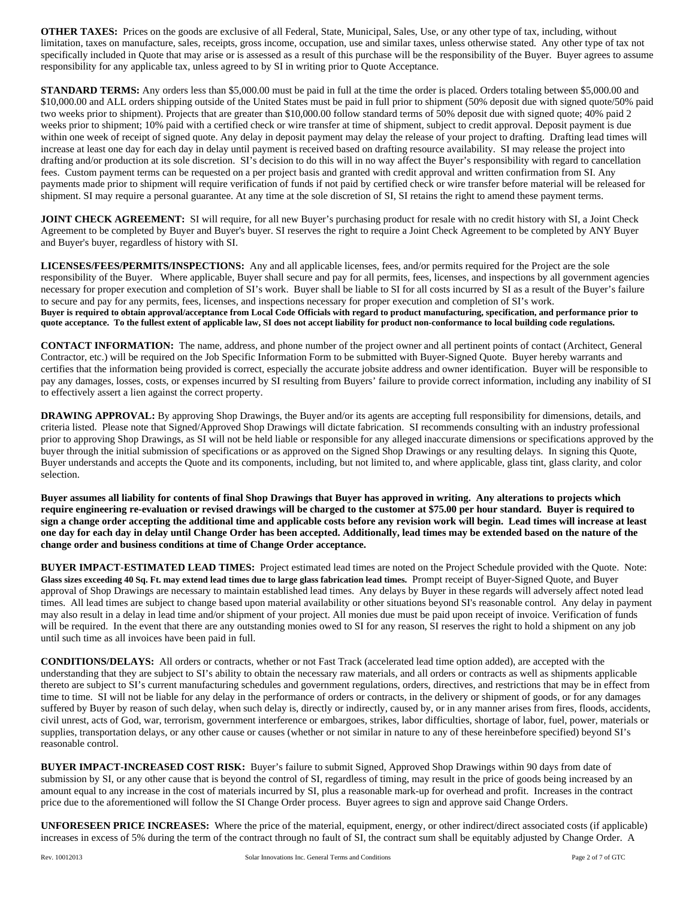**OTHER TAXES:** Prices on the goods are exclusive of all Federal, State, Municipal, Sales, Use, or any other type of tax, including, without limitation, taxes on manufacture, sales, receipts, gross income, occupation, use and similar taxes, unless otherwise stated. Any other type of tax not specifically included in Quote that may arise or is assessed as a result of this purchase will be the responsibility of the Buyer. Buyer agrees to assume responsibility for any applicable tax, unless agreed to by SI in writing prior to Quote Acceptance.

**STANDARD TERMS:** Any orders less than $5,000.00 must be paid in full at the time the order is placed. Orders totaling between $5,000.00 and $10,000.00 and ALL orders shipping outside of the United States must be paid in full prior to shipment (50% deposit due with signed quote/50% paid two weeks prior to shipment). Projects that are greater than $10,000.00 follow standard terms of 50% deposit due with signed quote; 40% paid 2 weeks prior to shipment; 10% paid with a certified check or wire transfer at time of shipment, subject to credit approval. Deposit payment is due within one week of receipt of signed quote. Any delay in deposit payment may delay the release of your project to drafting. Drafting lead times will increase at least one day for each day in delay until payment is received based on drafting resource availability. SI may release the project into drafting and/or production at its sole discretion. SI's decision to do this will in no way affect the Buyer's responsibility with regard to cancellation fees. Custom payment terms can be requested on a per project basis and granted with credit approval and written confirmation from SI. Any payments made prior to shipment will require verification of funds if not paid by certified check or wire transfer before material will be released for shipment. SI may require a personal guarantee. At any time at the sole discretion of SI, SI retains the right to amend these payment terms.

**JOINT CHECK AGREEMENT:** SI will require, for all new Buyer's purchasing product for resale with no credit history with SI, a Joint Check Agreement to be completed by Buyer and Buyer's buyer. SI reserves the right to require a Joint Check Agreement to be completed by ANY Buyer and Buyer's buyer, regardless of history with SI.

**LICENSES/FEES/PERMITS/INSPECTIONS:** Any and all applicable licenses, fees, and/or permits required for the Project are the sole responsibility of the Buyer. Where applicable, Buyer shall secure and pay for all permits, fees, licenses, and inspections by all government agencies necessary for proper execution and completion of SI's work. Buyer shall be liable to SI for all costs incurred by SI as a result of the Buyer's failure to secure and pay for any permits, fees, licenses, and inspections necessary for proper execution and completion of SI's work.
**Buyer is required to obtain approval/acceptance from Local Code Officials with regard to product manufacturing, specification, and performance prior to quote acceptance. To the fullest extent of applicable law, SI does not accept liability for product non-conformance to local building code regulations.**

**CONTACT INFORMATION:** The name, address, and phone number of the project owner and all pertinent points of contact (Architect, General Contractor, etc.) will be required on the Job Specific Information Form to be submitted with Buyer-Signed Quote. Buyer hereby warrants and certifies that the information being provided is correct, especially the accurate jobsite address and owner identification. Buyer will be responsible to pay any damages, losses, costs, or expenses incurred by SI resulting from Buyers' failure to provide correct information, including any inability of SI to effectively assert a lien against the correct property.

**DRAWING APPROVAL:** By approving Shop Drawings, the Buyer and/or its agents are accepting full responsibility for dimensions, details, and criteria listed. Please note that Signed/Approved Shop Drawings will dictate fabrication. SI recommends consulting with an industry professional prior to approving Shop Drawings, as SI will not be held liable or responsible for any alleged inaccurate dimensions or specifications approved by the buyer through the initial submission of specifications or as approved on the Signed Shop Drawings or any resulting delays. In signing this Quote, Buyer understands and accepts the Quote and its components, including, but not limited to, and where applicable, glass tint, glass clarity, and color selection.

**Buyer assumes all liability for contents of final Shop Drawings that Buyer has approved in writing. Any alterations to projects which require engineering re-evaluation or revised drawings will be charged to the customer at $75.00 per hour standard. Buyer is required to sign a change order accepting the additional time and applicable costs before any revision work will begin. Lead times will increase at least one day for each day in delay until Change Order has been accepted. Additionally, lead times may be extended based on the nature of the change order and business conditions at time of Change Order acceptance.**

**BUYER IMPACT-ESTIMATED LEAD TIMES:** Project estimated lead times are noted on the Project Schedule provided with the Quote. Note: **Glass sizes exceeding 40 Sq. Ft. may extend lead times due to large glass fabrication lead times.** Prompt receipt of Buyer-Signed Quote, and Buyer approval of Shop Drawings are necessary to maintain established lead times. Any delays by Buyer in these regards will adversely affect noted lead times. All lead times are subject to change based upon material availability or other situations beyond SI's reasonable control. Any delay in payment may also result in a delay in lead time and/or shipment of your project. All monies due must be paid upon receipt of invoice. Verification of funds will be required. In the event that there are any outstanding monies owed to SI for any reason, SI reserves the right to hold a shipment on any job until such time as all invoices have been paid in full.

**CONDITIONS/DELAYS:** All orders or contracts, whether or not Fast Track (accelerated lead time option added), are accepted with the understanding that they are subject to SI's ability to obtain the necessary raw materials, and all orders or contracts as well as shipments applicable thereto are subject to SI's current manufacturing schedules and government regulations, orders, directives, and restrictions that may be in effect from time to time. SI will not be liable for any delay in the performance of orders or contracts, in the delivery or shipment of goods, or for any damages suffered by Buyer by reason of such delay, when such delay is, directly or indirectly, caused by, or in any manner arises from fires, floods, accidents, civil unrest, acts of God, war, terrorism, government interference or embargoes, strikes, labor difficulties, shortage of labor, fuel, power, materials or supplies, transportation delays, or any other cause or causes (whether or not similar in nature to any of these hereinbefore specified) beyond SI's reasonable control.

**BUYER IMPACT-INCREASED COST RISK:** Buyer's failure to submit Signed, Approved Shop Drawings within 90 days from date of submission by SI, or any other cause that is beyond the control of SI, regardless of timing, may result in the price of goods being increased by an amount equal to any increase in the cost of materials incurred by SI, plus a reasonable mark-up for overhead and profit. Increases in the contract price due to the aforementioned will follow the SI Change Order process. Buyer agrees to sign and approve said Change Orders.

**UNFORESEEN PRICE INCREASES:** Where the price of the material, equipment, energy, or other indirect/direct associated costs (if applicable) increases in excess of 5% during the term of the contract through no fault of SI, the contract sum shall be equitably adjusted by Change Order. A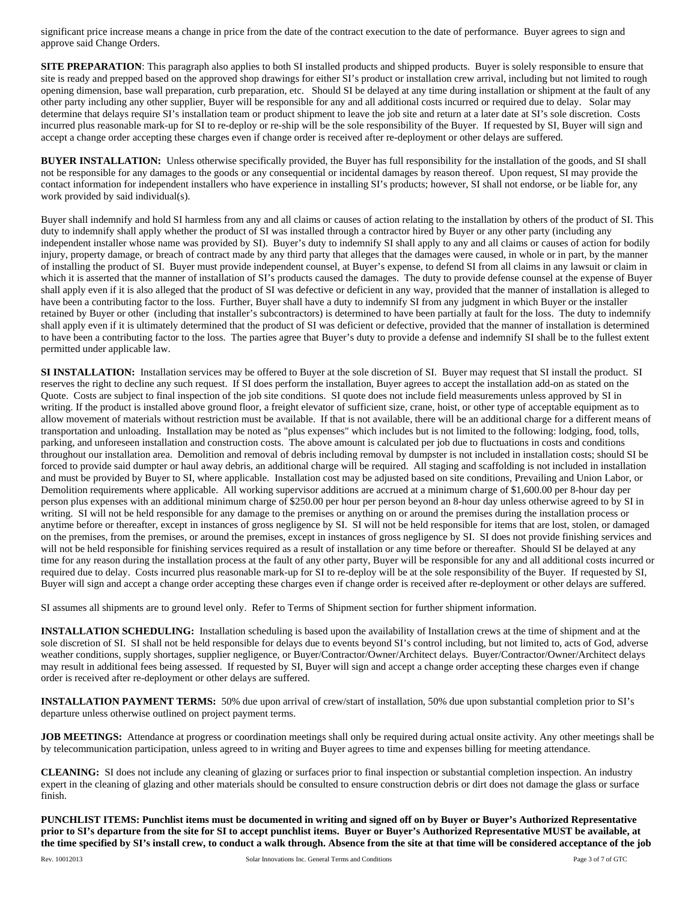significant price increase means a change in price from the date of the contract execution to the date of performance. Buyer agrees to sign and approve said Change Orders.

**SITE PREPARATION**: This paragraph also applies to both SI installed products and shipped products. Buyer is solely responsible to ensure that site is ready and prepped based on the approved shop drawings for either SI's product or installation crew arrival, including but not limited to rough opening dimension, base wall preparation, curb preparation, etc. Should SI be delayed at any time during installation or shipment at the fault of any other party including any other supplier, Buyer will be responsible for any and all additional costs incurred or required due to delay. Solar may determine that delays require SI's installation team or product shipment to leave the job site and return at a later date at SI's sole discretion. Costs incurred plus reasonable mark-up for SI to re-deploy or re-ship will be the sole responsibility of the Buyer. If requested by SI, Buyer will sign and accept a change order accepting these charges even if change order is received after re-deployment or other delays are suffered.

**BUYER INSTALLATION:** Unless otherwise specifically provided, the Buyer has full responsibility for the installation of the goods, and SI shall not be responsible for any damages to the goods or any consequential or incidental damages by reason thereof. Upon request, SI may provide the contact information for independent installers who have experience in installing SI's products; however, SI shall not endorse, or be liable for, any work provided by said individual(s).

Buyer shall indemnify and hold SI harmless from any and all claims or causes of action relating to the installation by others of the product of SI. This duty to indemnify shall apply whether the product of SI was installed through a contractor hired by Buyer or any other party (including any independent installer whose name was provided by SI). Buyer's duty to indemnify SI shall apply to any and all claims or causes of action for bodily injury, property damage, or breach of contract made by any third party that alleges that the damages were caused, in whole or in part, by the manner of installing the product of SI. Buyer must provide independent counsel, at Buyer's expense, to defend SI from all claims in any lawsuit or claim in which it is asserted that the manner of installation of SI's products caused the damages. The duty to provide defense counsel at the expense of Buyer shall apply even if it is also alleged that the product of SI was defective or deficient in any way, provided that the manner of installation is alleged to have been a contributing factor to the loss. Further, Buyer shall have a duty to indemnify SI from any judgment in which Buyer or the installer retained by Buyer or other (including that installer's subcontractors) is determined to have been partially at fault for the loss. The duty to indemnify shall apply even if it is ultimately determined that the product of SI was deficient or defective, provided that the manner of installation is determined to have been a contributing factor to the loss. The parties agree that Buyer's duty to provide a defense and indemnify SI shall be to the fullest extent permitted under applicable law.

**SI INSTALLATION:** Installation services may be offered to Buyer at the sole discretion of SI. Buyer may request that SI install the product. SI reserves the right to decline any such request. If SI does perform the installation, Buyer agrees to accept the installation add-on as stated on the Quote. Costs are subject to final inspection of the job site conditions. SI quote does not include field measurements unless approved by SI in writing. If the product is installed above ground floor, a freight elevator of sufficient size, crane, hoist, or other type of acceptable equipment as to allow movement of materials without restriction must be available. If that is not available, there will be an additional charge for a different means of transportation and unloading. Installation may be noted as "plus expenses" which includes but is not limited to the following: lodging, food, tolls, parking, and unforeseen installation and construction costs. The above amount is calculated per job due to fluctuations in costs and conditions throughout our installation area. Demolition and removal of debris including removal by dumpster is not included in installation costs; should SI be forced to provide said dumpter or haul away debris, an additional charge will be required. All staging and scaffolding is not included in installation and must be provided by Buyer to SI, where applicable. Installation cost may be adjusted based on site conditions, Prevailing and Union Labor, or Demolition requirements where applicable. All working supervisor additions are accrued at a minimum charge of $1,600.00 per 8-hour day per person plus expenses with an additional minimum charge of $250.00 per hour per person beyond an 8-hour day unless otherwise agreed to by SI in writing. SI will not be held responsible for any damage to the premises or anything on or around the premises during the installation process or anytime before or thereafter, except in instances of gross negligence by SI. SI will not be held responsible for items that are lost, stolen, or damaged on the premises, from the premises, or around the premises, except in instances of gross negligence by SI. SI does not provide finishing services and will not be held responsible for finishing services required as a result of installation or any time before or thereafter. Should SI be delayed at any time for any reason during the installation process at the fault of any other party, Buyer will be responsible for any and all additional costs incurred or required due to delay. Costs incurred plus reasonable mark-up for SI to re-deploy will be at the sole responsibility of the Buyer. If requested by SI, Buyer will sign and accept a change order accepting these charges even if change order is received after re-deployment or other delays are suffered.

SI assumes all shipments are to ground level only. Refer to Terms of Shipment section for further shipment information.

**INSTALLATION SCHEDULING:** Installation scheduling is based upon the availability of Installation crews at the time of shipment and at the sole discretion of SI. SI shall not be held responsible for delays due to events beyond SI's control including, but not limited to, acts of God, adverse weather conditions, supply shortages, supplier negligence, or Buyer/Contractor/Owner/Architect delays. Buyer/Contractor/Owner/Architect delays may result in additional fees being assessed. If requested by SI, Buyer will sign and accept a change order accepting these charges even if change order is received after re-deployment or other delays are suffered.

**INSTALLATION PAYMENT TERMS:** 50% due upon arrival of crew/start of installation, 50% due upon substantial completion prior to SI's departure unless otherwise outlined on project payment terms.

**JOB MEETINGS:** Attendance at progress or coordination meetings shall only be required during actual onsite activity. Any other meetings shall be by telecommunication participation, unless agreed to in writing and Buyer agrees to time and expenses billing for meeting attendance.

**CLEANING:** SI does not include any cleaning of glazing or surfaces prior to final inspection or substantial completion inspection. An industry expert in the cleaning of glazing and other materials should be consulted to ensure construction debris or dirt does not damage the glass or surface finish.

**PUNCHLIST ITEMS: Punchlist items must be documented in writing and signed off on by Buyer or Buyer's Authorized Representative prior to SI's departure from the site for SI to accept punchlist items. Buyer or Buyer's Authorized Representative MUST be available, at the time specified by SI's install crew, to conduct a walk through. Absence from the site at that time will be considered acceptance of the job**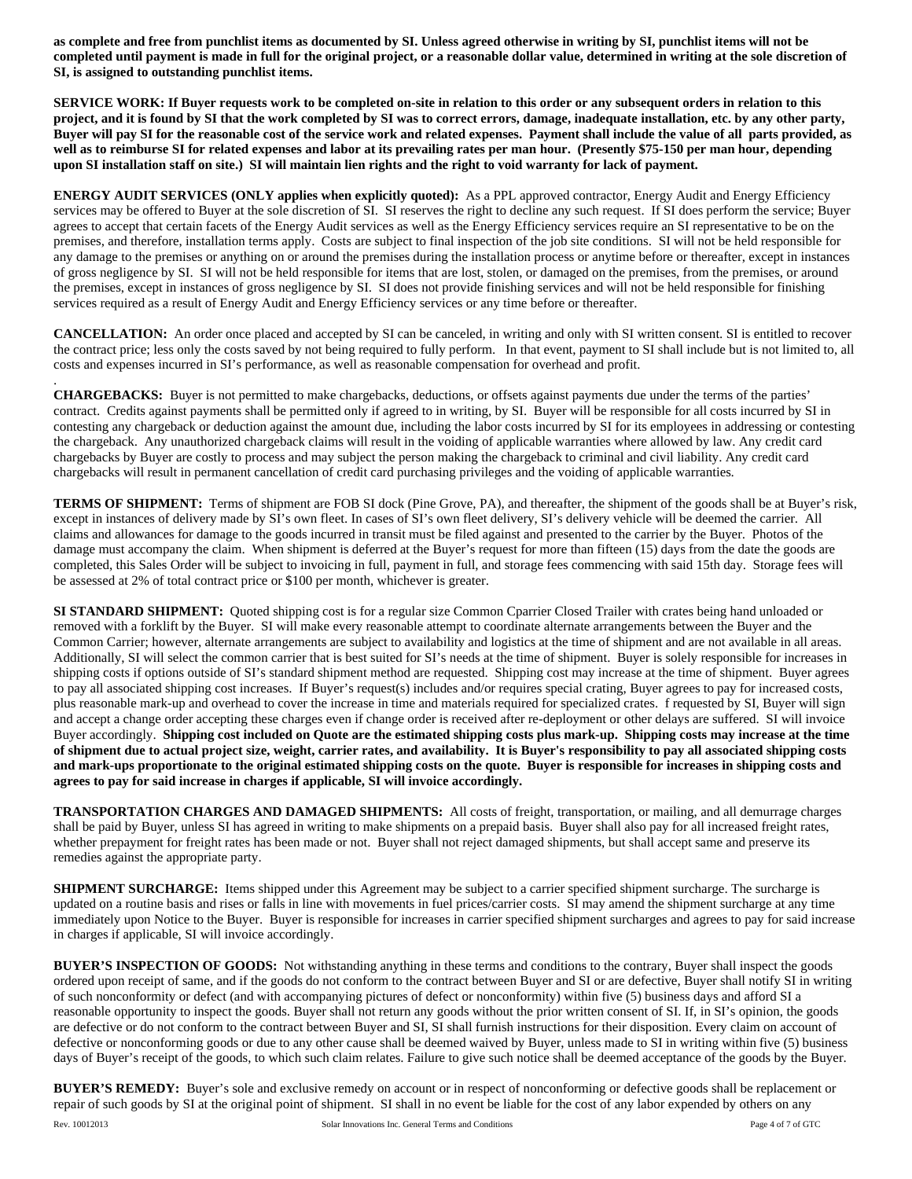**as complete and free from punchlist items as documented by SI. Unless agreed otherwise in writing by SI, punchlist items will not be completed until payment is made in full for the original project, or a reasonable dollar value, determined in writing at the sole discretion of SI, is assigned to outstanding punchlist items.**

**SERVICE WORK: If Buyer requests work to be completed on-site in relation to this order or any subsequent orders in relation to this project, and it is found by SI that the work completed by SI was to correct errors, damage, inadequate installation, etc. by any other party, Buyer will pay SI for the reasonable cost of the service work and related expenses. Payment shall include the value of all parts provided, as well as to reimburse SI for related expenses and labor at its prevailing rates per man hour. (Presently $75-150 per man hour, depending upon SI installation staff on site.) SI will maintain lien rights and the right to void warranty for lack of payment.**

**ENERGY AUDIT SERVICES (ONLY applies when explicitly quoted):** As a PPL approved contractor, Energy Audit and Energy Efficiency services may be offered to Buyer at the sole discretion of SI. SI reserves the right to decline any such request. If SI does perform the service; Buyer agrees to accept that certain facets of the Energy Audit services as well as the Energy Efficiency services require an SI representative to be on the premises, and therefore, installation terms apply. Costs are subject to final inspection of the job site conditions. SI will not be held responsible for any damage to the premises or anything on or around the premises during the installation process or anytime before or thereafter, except in instances of gross negligence by SI. SI will not be held responsible for items that are lost, stolen, or damaged on the premises, from the premises, or around the premises, except in instances of gross negligence by SI. SI does not provide finishing services and will not be held responsible for finishing services required as a result of Energy Audit and Energy Efficiency services or any time before or thereafter.

**CANCELLATION:** An order once placed and accepted by SI can be canceled, in writing and only with SI written consent. SI is entitled to recover the contract price; less only the costs saved by not being required to fully perform. In that event, payment to SI shall include but is not limited to, all costs and expenses incurred in SI's performance, as well as reasonable compensation for overhead and profit.

.

**CHARGEBACKS:** Buyer is not permitted to make chargebacks, deductions, or offsets against payments due under the terms of the parties' contract. Credits against payments shall be permitted only if agreed to in writing, by SI. Buyer will be responsible for all costs incurred by SI in contesting any chargeback or deduction against the amount due, including the labor costs incurred by SI for its employees in addressing or contesting the chargeback. Any unauthorized chargeback claims will result in the voiding of applicable warranties where allowed by law. Any credit card chargebacks by Buyer are costly to process and may subject the person making the chargeback to criminal and civil liability. Any credit card chargebacks will result in permanent cancellation of credit card purchasing privileges and the voiding of applicable warranties.

**TERMS OF SHIPMENT:** Terms of shipment are FOB SI dock (Pine Grove, PA), and thereafter, the shipment of the goods shall be at Buyer's risk, except in instances of delivery made by SI's own fleet. In cases of SI's own fleet delivery, SI's delivery vehicle will be deemed the carrier. All claims and allowances for damage to the goods incurred in transit must be filed against and presented to the carrier by the Buyer. Photos of the damage must accompany the claim. When shipment is deferred at the Buyer's request for more than fifteen (15) days from the date the goods are completed, this Sales Order will be subject to invoicing in full, payment in full, and storage fees commencing with said 15th day. Storage fees will be assessed at 2% of total contract price or $100 per month, whichever is greater.

**SI STANDARD SHIPMENT:** Quoted shipping cost is for a regular size Common Cparrier Closed Trailer with crates being hand unloaded or removed with a forklift by the Buyer. SI will make every reasonable attempt to coordinate alternate arrangements between the Buyer and the Common Carrier; however, alternate arrangements are subject to availability and logistics at the time of shipment and are not available in all areas. Additionally, SI will select the common carrier that is best suited for SI's needs at the time of shipment. Buyer is solely responsible for increases in shipping costs if options outside of SI's standard shipment method are requested. Shipping cost may increase at the time of shipment. Buyer agrees to pay all associated shipping cost increases. If Buyer's request(s) includes and/or requires special crating, Buyer agrees to pay for increased costs, plus reasonable mark-up and overhead to cover the increase in time and materials required for specialized crates. f requested by SI, Buyer will sign and accept a change order accepting these charges even if change order is received after re-deployment or other delays are suffered. SI will invoice Buyer accordingly. **Shipping cost included on Quote are the estimated shipping costs plus mark-up. Shipping costs may increase at the time of shipment due to actual project size, weight, carrier rates, and availability. It is Buyer's responsibility to pay all associated shipping costs and mark-ups proportionate to the original estimated shipping costs on the quote. Buyer is responsible for increases in shipping costs and agrees to pay for said increase in charges if applicable, SI will invoice accordingly.**

**TRANSPORTATION CHARGES AND DAMAGED SHIPMENTS:** All costs of freight, transportation, or mailing, and all demurrage charges shall be paid by Buyer, unless SI has agreed in writing to make shipments on a prepaid basis. Buyer shall also pay for all increased freight rates, whether prepayment for freight rates has been made or not. Buyer shall not reject damaged shipments, but shall accept same and preserve its remedies against the appropriate party.

**SHIPMENT SURCHARGE:** Items shipped under this Agreement may be subject to a carrier specified shipment surcharge. The surcharge is updated on a routine basis and rises or falls in line with movements in fuel prices/carrier costs. SI may amend the shipment surcharge at any time immediately upon Notice to the Buyer. Buyer is responsible for increases in carrier specified shipment surcharges and agrees to pay for said increase in charges if applicable, SI will invoice accordingly.

**BUYER'S INSPECTION OF GOODS:** Not withstanding anything in these terms and conditions to the contrary, Buyer shall inspect the goods ordered upon receipt of same, and if the goods do not conform to the contract between Buyer and SI or are defective, Buyer shall notify SI in writing of such nonconformity or defect (and with accompanying pictures of defect or nonconformity) within five (5) business days and afford SI a reasonable opportunity to inspect the goods. Buyer shall not return any goods without the prior written consent of SI. If, in SI's opinion, the goods are defective or do not conform to the contract between Buyer and SI, SI shall furnish instructions for their disposition. Every claim on account of defective or nonconforming goods or due to any other cause shall be deemed waived by Buyer, unless made to SI in writing within five (5) business days of Buyer's receipt of the goods, to which such claim relates. Failure to give such notice shall be deemed acceptance of the goods by the Buyer.

**BUYER'S REMEDY:** Buyer's sole and exclusive remedy on account or in respect of nonconforming or defective goods shall be replacement or repair of such goods by SI at the original point of shipment. SI shall in no event be liable for the cost of any labor expended by others on any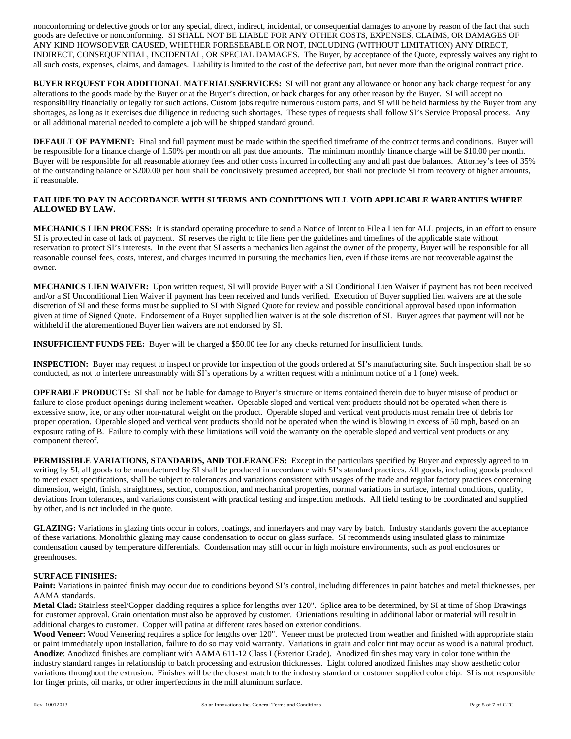nonconforming or defective goods or for any special, direct, indirect, incidental, or consequential damages to anyone by reason of the fact that such goods are defective or nonconforming. SI SHALL NOT BE LIABLE FOR ANY OTHER COSTS, EXPENSES, CLAIMS, OR DAMAGES OF ANY KIND HOWSOEVER CAUSED, WHETHER FORESEEABLE OR NOT, INCLUDING (WITHOUT LIMITATION) ANY DIRECT, INDIRECT, CONSEQUENTIAL, INCIDENTAL, OR SPECIAL DAMAGES. The Buyer, by acceptance of the Quote, expressly waives any right to all such costs, expenses, claims, and damages. Liability is limited to the cost of the defective part, but never more than the original contract price.

**BUYER REQUEST FOR ADDITIONAL MATERIALS/SERVICES:** SI will not grant any allowance or honor any back charge request for any alterations to the goods made by the Buyer or at the Buyer's direction, or back charges for any other reason by the Buyer. SI will accept no responsibility financially or legally for such actions. Custom jobs require numerous custom parts, and SI will be held harmless by the Buyer from any shortages, as long as it exercises due diligence in reducing such shortages. These types of requests shall follow SI's Service Proposal process. Any or all additional material needed to complete a job will be shipped standard ground.

**DEFAULT OF PAYMENT:** Final and full payment must be made within the specified timeframe of the contract terms and conditions. Buyer will be responsible for a finance charge of 1.50% per month on all past due amounts. The minimum monthly finance charge will be $10.00 per month. Buyer will be responsible for all reasonable attorney fees and other costs incurred in collecting any and all past due balances. Attorney's fees of 35% of the outstanding balance or $200.00 per hour shall be conclusively presumed accepted, but shall not preclude SI from recovery of higher amounts, if reasonable.

**FAILURE TO PAY IN ACCORDANCE WITH SI TERMS AND CONDITIONS WILL VOID APPLICABLE WARRANTIES WHERE ALLOWED BY LAW.**

**MECHANICS LIEN PROCESS:** It is standard operating procedure to send a Notice of Intent to File a Lien for ALL projects, in an effort to ensure SI is protected in case of lack of payment. SI reserves the right to file liens per the guidelines and timelines of the applicable state without reservation to protect SI's interests. In the event that SI asserts a mechanics lien against the owner of the property, Buyer will be responsible for all reasonable counsel fees, costs, interest, and charges incurred in pursuing the mechanics lien, even if those items are not recoverable against the owner.

**MECHANICS LIEN WAIVER:** Upon written request, SI will provide Buyer with a SI Conditional Lien Waiver if payment has not been received and/or a SI Unconditional Lien Waiver if payment has been received and funds verified. Execution of Buyer supplied lien waivers are at the sole discretion of SI and these forms must be supplied to SI with Signed Quote for review and possible conditional approval based upon information given at time of Signed Quote. Endorsement of a Buyer supplied lien waiver is at the sole discretion of SI. Buyer agrees that payment will not be withheld if the aforementioned Buyer lien waivers are not endorsed by SI.

**INSUFFICIENT FUNDS FEE:** Buyer will be charged a $50.00 fee for any checks returned for insufficient funds.

**INSPECTION:** Buyer may request to inspect or provide for inspection of the goods ordered at SI's manufacturing site. Such inspection shall be so conducted, as not to interfere unreasonably with SI's operations by a written request with a minimum notice of a 1 (one) week.

**OPERABLE PRODUCTS:** SI shall not be liable for damage to Buyer's structure or items contained therein due to buyer misuse of product or failure to close product openings during inclement weather**.** Operable sloped and vertical vent products should not be operated when there is excessive snow, ice, or any other non-natural weight on the product. Operable sloped and vertical vent products must remain free of debris for proper operation. Operable sloped and vertical vent products should not be operated when the wind is blowing in excess of 50 mph, based on an exposure rating of B. Failure to comply with these limitations will void the warranty on the operable sloped and vertical vent products or any component thereof.

**PERMISSIBLE VARIATIONS, STANDARDS, AND TOLERANCES:** Except in the particulars specified by Buyer and expressly agreed to in writing by SI, all goods to be manufactured by SI shall be produced in accordance with SI's standard practices. All goods, including goods produced to meet exact specifications, shall be subject to tolerances and variations consistent with usages of the trade and regular factory practices concerning dimension, weight, finish, straightness, section, composition, and mechanical properties, normal variations in surface, internal conditions, quality, deviations from tolerances, and variations consistent with practical testing and inspection methods. All field testing to be coordinated and supplied by other, and is not included in the quote.

**GLAZING:** Variations in glazing tints occur in colors, coatings, and innerlayers and may vary by batch. Industry standards govern the acceptance of these variations. Monolithic glazing may cause condensation to occur on glass surface. SI recommends using insulated glass to minimize condensation caused by temperature differentials. Condensation may still occur in high moisture environments, such as pool enclosures or greenhouses.

**SURFACE FINISHES:**
**Paint:** Variations in painted finish may occur due to conditions beyond SI's control, including differences in paint batches and metal thicknesses, per AAMA standards.
**Metal Clad:** Stainless steel/Copper cladding requires a splice for lengths over 120". Splice area to be determined, by SI at time of Shop Drawings for customer approval. Grain orientation must also be approved by customer. Orientations resulting in additional labor or material will result in additional charges to customer. Copper will patina at different rates based on exterior conditions.
**Wood Veneer:** Wood Veneering requires a splice for lengths over 120". Veneer must be protected from weather and finished with appropriate stain or paint immediately upon installation, failure to do so may void warranty. Variations in grain and color tint may occur as wood is a natural product.
**Anodize**: Anodized finishes are compliant with AAMA 611-12 Class I (Exterior Grade). Anodized finishes may vary in color tone within the industry standard ranges in relationship to batch processing and extrusion thicknesses. Light colored anodized finishes may show aesthetic color variations throughout the extrusion. Finishes will be the closest match to the industry standard or customer supplied color chip. SI is not responsible for finger prints, oil marks, or other imperfections in the mill aluminum surface.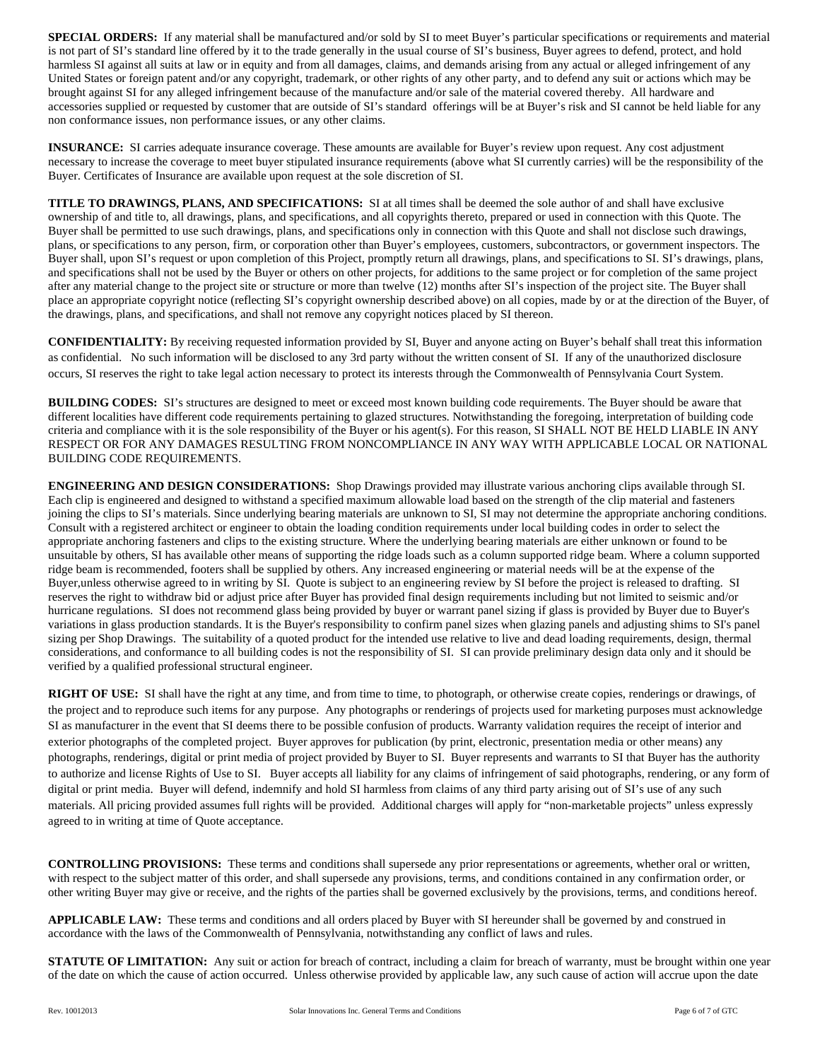**SPECIAL ORDERS:** If any material shall be manufactured and/or sold by SI to meet Buyer's particular specifications or requirements and material is not part of SI's standard line offered by it to the trade generally in the usual course of SI's business, Buyer agrees to defend, protect, and hold harmless SI against all suits at law or in equity and from all damages, claims, and demands arising from any actual or alleged infringement of any United States or foreign patent and/or any copyright, trademark, or other rights of any other party, and to defend any suit or actions which may be brought against SI for any alleged infringement because of the manufacture and/or sale of the material covered thereby. All hardware and accessories supplied or requested by customer that are outside of SI's standard offerings will be at Buyer's risk and SI cannot be held liable for any non conformance issues, non performance issues, or any other claims.

**INSURANCE:** SI carries adequate insurance coverage. These amounts are available for Buyer's review upon request. Any cost adjustment necessary to increase the coverage to meet buyer stipulated insurance requirements (above what SI currently carries) will be the responsibility of the Buyer. Certificates of Insurance are available upon request at the sole discretion of SI.

**TITLE TO DRAWINGS, PLANS, AND SPECIFICATIONS:** SI at all times shall be deemed the sole author of and shall have exclusive ownership of and title to, all drawings, plans, and specifications, and all copyrights thereto, prepared or used in connection with this Quote. The Buyer shall be permitted to use such drawings, plans, and specifications only in connection with this Quote and shall not disclose such drawings, plans, or specifications to any person, firm, or corporation other than Buyer's employees, customers, subcontractors, or government inspectors. The Buyer shall, upon SI's request or upon completion of this Project, promptly return all drawings, plans, and specifications to SI. SI's drawings, plans, and specifications shall not be used by the Buyer or others on other projects, for additions to the same project or for completion of the same project after any material change to the project site or structure or more than twelve (12) months after SI's inspection of the project site. The Buyer shall place an appropriate copyright notice (reflecting SI's copyright ownership described above) on all copies, made by or at the direction of the Buyer, of the drawings, plans, and specifications, and shall not remove any copyright notices placed by SI thereon.

**CONFIDENTIALITY:** By receiving requested information provided by SI, Buyer and anyone acting on Buyer's behalf shall treat this information as confidential. No such information will be disclosed to any 3rd party without the written consent of SI. If any of the unauthorized disclosure occurs, SI reserves the right to take legal action necessary to protect its interests through the Commonwealth of Pennsylvania Court System.

**BUILDING CODES:** SI's structures are designed to meet or exceed most known building code requirements. The Buyer should be aware that different localities have different code requirements pertaining to glazed structures. Notwithstanding the foregoing, interpretation of building code criteria and compliance with it is the sole responsibility of the Buyer or his agent(s). For this reason, SI SHALL NOT BE HELD LIABLE IN ANY RESPECT OR FOR ANY DAMAGES RESULTING FROM NONCOMPLIANCE IN ANY WAY WITH APPLICABLE LOCAL OR NATIONAL BUILDING CODE REQUIREMENTS.

**ENGINEERING AND DESIGN CONSIDERATIONS:** Shop Drawings provided may illustrate various anchoring clips available through SI. Each clip is engineered and designed to withstand a specified maximum allowable load based on the strength of the clip material and fasteners joining the clips to SI's materials. Since underlying bearing materials are unknown to SI, SI may not determine the appropriate anchoring conditions. Consult with a registered architect or engineer to obtain the loading condition requirements under local building codes in order to select the appropriate anchoring fasteners and clips to the existing structure. Where the underlying bearing materials are either unknown or found to be unsuitable by others, SI has available other means of supporting the ridge loads such as a column supported ridge beam. Where a column supported ridge beam is recommended, footers shall be supplied by others. Any increased engineering or material needs will be at the expense of the Buyer,unless otherwise agreed to in writing by SI. Quote is subject to an engineering review by SI before the project is released to drafting. SI reserves the right to withdraw bid or adjust price after Buyer has provided final design requirements including but not limited to seismic and/or hurricane regulations. SI does not recommend glass being provided by buyer or warrant panel sizing if glass is provided by Buyer due to Buyer's variations in glass production standards. It is the Buyer's responsibility to confirm panel sizes when glazing panels and adjusting shims to SI's panel sizing per Shop Drawings. The suitability of a quoted product for the intended use relative to live and dead loading requirements, design, thermal considerations, and conformance to all building codes is not the responsibility of SI. SI can provide preliminary design data only and it should be verified by a qualified professional structural engineer.

**RIGHT OF USE:** SI shall have the right at any time, and from time to time, to photograph, or otherwise create copies, renderings or drawings, of the project and to reproduce such items for any purpose. Any photographs or renderings of projects used for marketing purposes must acknowledge SI as manufacturer in the event that SI deems there to be possible confusion of products. Warranty validation requires the receipt of interior and exterior photographs of the completed project. Buyer approves for publication (by print, electronic, presentation media or other means) any photographs, renderings, digital or print media of project provided by Buyer to SI. Buyer represents and warrants to SI that Buyer has the authority to authorize and license Rights of Use to SI. Buyer accepts all liability for any claims of infringement of said photographs, rendering, or any form of digital or print media. Buyer will defend, indemnify and hold SI harmless from claims of any third party arising out of SI's use of any such materials. All pricing provided assumes full rights will be provided. Additional charges will apply for "non-marketable projects" unless expressly agreed to in writing at time of Quote acceptance.

**CONTROLLING PROVISIONS:** These terms and conditions shall supersede any prior representations or agreements, whether oral or written, with respect to the subject matter of this order, and shall supersede any provisions, terms, and conditions contained in any confirmation order, or other writing Buyer may give or receive, and the rights of the parties shall be governed exclusively by the provisions, terms, and conditions hereof.

**APPLICABLE LAW:** These terms and conditions and all orders placed by Buyer with SI hereunder shall be governed by and construed in accordance with the laws of the Commonwealth of Pennsylvania, notwithstanding any conflict of laws and rules.

**STATUTE OF LIMITATION:** Any suit or action for breach of contract, including a claim for breach of warranty, must be brought within one year of the date on which the cause of action occurred. Unless otherwise provided by applicable law, any such cause of action will accrue upon the date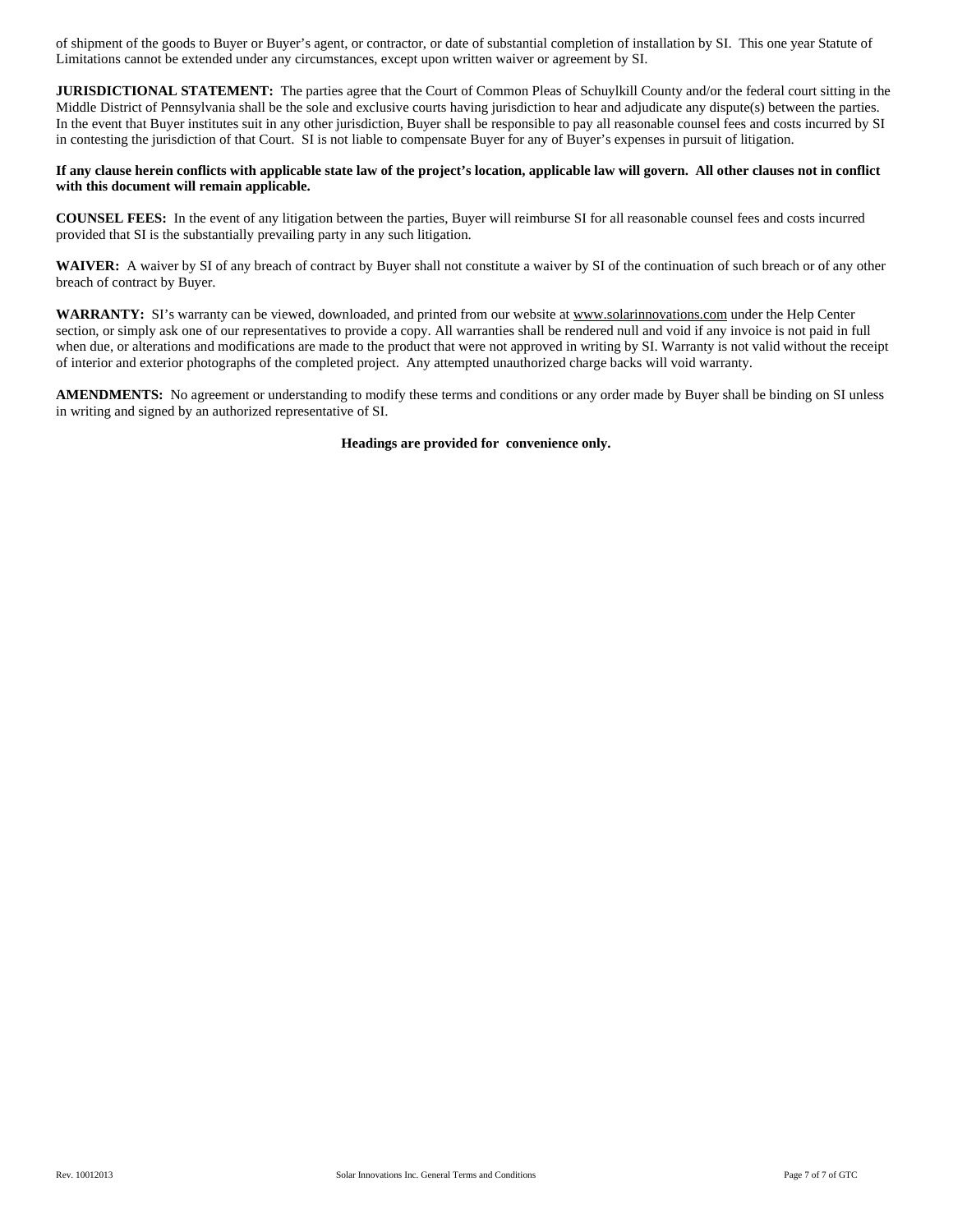of shipment of the goods to Buyer or Buyer's agent, or contractor, or date of substantial completion of installation by SI. This one year Statute of Limitations cannot be extended under any circumstances, except upon written waiver or agreement by SI.

**JURISDICTIONAL STATEMENT:** The parties agree that the Court of Common Pleas of Schuylkill County and/or the federal court sitting in the Middle District of Pennsylvania shall be the sole and exclusive courts having jurisdiction to hear and adjudicate any dispute(s) between the parties. In the event that Buyer institutes suit in any other jurisdiction, Buyer shall be responsible to pay all reasonable counsel fees and costs incurred by SI in contesting the jurisdiction of that Court. SI is not liable to compensate Buyer for any of Buyer's expenses in pursuit of litigation.

**If any clause herein conflicts with applicable state law of the project's location, applicable law will govern. All other clauses not in conflict with this document will remain applicable.**

**COUNSEL FEES:** In the event of any litigation between the parties, Buyer will reimburse SI for all reasonable counsel fees and costs incurred provided that SI is the substantially prevailing party in any such litigation.

**WAIVER:** A waiver by SI of any breach of contract by Buyer shall not constitute a waiver by SI of the continuation of such breach or of any other breach of contract by Buyer.

**WARRANTY:** SI's warranty can be viewed, downloaded, and printed from our website at www.solarinnovations.com under the Help Center section, or simply ask one of our representatives to provide a copy. All warranties shall be rendered null and void if any invoice is not paid in full when due, or alterations and modifications are made to the product that were not approved in writing by SI. Warranty is not valid without the receipt of interior and exterior photographs of the completed project. Any attempted unauthorized charge backs will void warranty.

**AMENDMENTS:** No agreement or understanding to modify these terms and conditions or any order made by Buyer shall be binding on SI unless in writing and signed by an authorized representative of SI.

**Headings are provided for convenience only.**